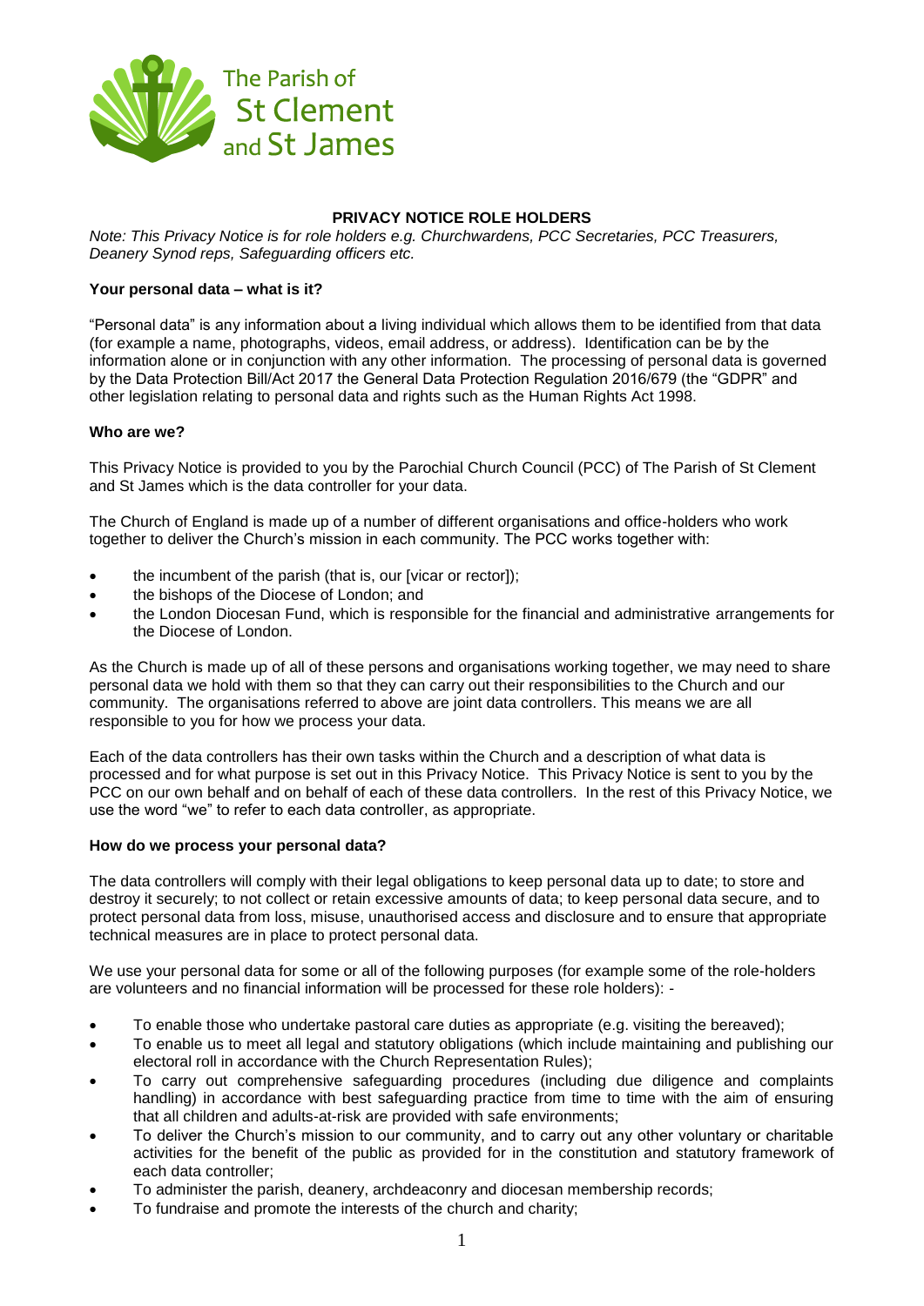**PRIVACY NOTICE ROLE HOLDERS**

*Note: This Privacy Notice is for role holders e.g. Churchwardens, PCC Secretaries, PCC Treasurers, Deanery Synod reps, Safeguarding officers etc.*

**Your personal data – what is it?**

"Personal data" is any information about a living individual which allows them to be identified from that data (for example a name, photographs, videos, email address, or address). Identification can be by the information alone or in conjunction with any other information. The processing of personal data is governed by the Data Protection Bill/Act 2017 the General Data Protection Regulation 2016/679 (the "GDPR" and other legislation relating to personal data and rights such as the Human Rights Act 1998.

**Who are we?**

This Privacy Notice is provided to you by the Parochial Church Council (PCC) of The Parish of St Clement and St James which is the data controller for your data.

The Church of England is made up of a number of different organisations and office-holders who work together to deliver the Church's mission in each community. The PCC works together with:

- the incumbent of the parish (that is, our [vicar or rector]);
- the bishops of the Diocese of London; and
- the London Diocesan Fund, which is responsible for the financial and administrative arrangements for the Diocese of London.

As the Church is made up of all of these persons and organisations working together, we may need to share personal data we hold with them so that they can carry out their responsibilities to the Church and our community. The organisations referred to above are joint data controllers. This means we are all responsible to you for how we process your data.

Each of the data controllers has their own tasks within the Church and a description of what data is processed and for what purpose is set out in this Privacy Notice. This Privacy Notice is sent to you by the PCC on our own behalf and on behalf of each of these data controllers. In the rest of this Privacy Notice, we use the word "we" to refer to each data controller, as appropriate.

**How do we process your personal data?**

The data controllers will comply with their legal obligations to keep personal data up to date; to store and destroy it securely; to not collect or retain excessive amounts of data; to keep personal data secure, and to protect personal data from loss, misuse, unauthorised access and disclosure and to ensure that appropriate technical measures are in place to protect personal data.

We use your personal data for some or all of the following purposes (for example some of the role-holders are volunteers and no financial information will be processed for these role holders): -

- To enable those who undertake pastoral care duties as appropriate (e.g. visiting the bereaved);
- To enable us to meet all legal and statutory obligations (which include maintaining and publishing our electoral roll in accordance with the Church Representation Rules);
- To carry out comprehensive safeguarding procedures (including due diligence and complaints handling) in accordance with best safeguarding practice from time to time with the aim of ensuring that all children and adults-at-risk are provided with safe environments;
- To deliver the Church's mission to our community, and to carry out any other voluntary or charitable activities for the benefit of the public as provided for in the constitution and statutory framework of each data controller;
- To administer the parish, deanery, archdeaconry and diocesan membership records;
- To fundraise and promote the interests of the church and charity;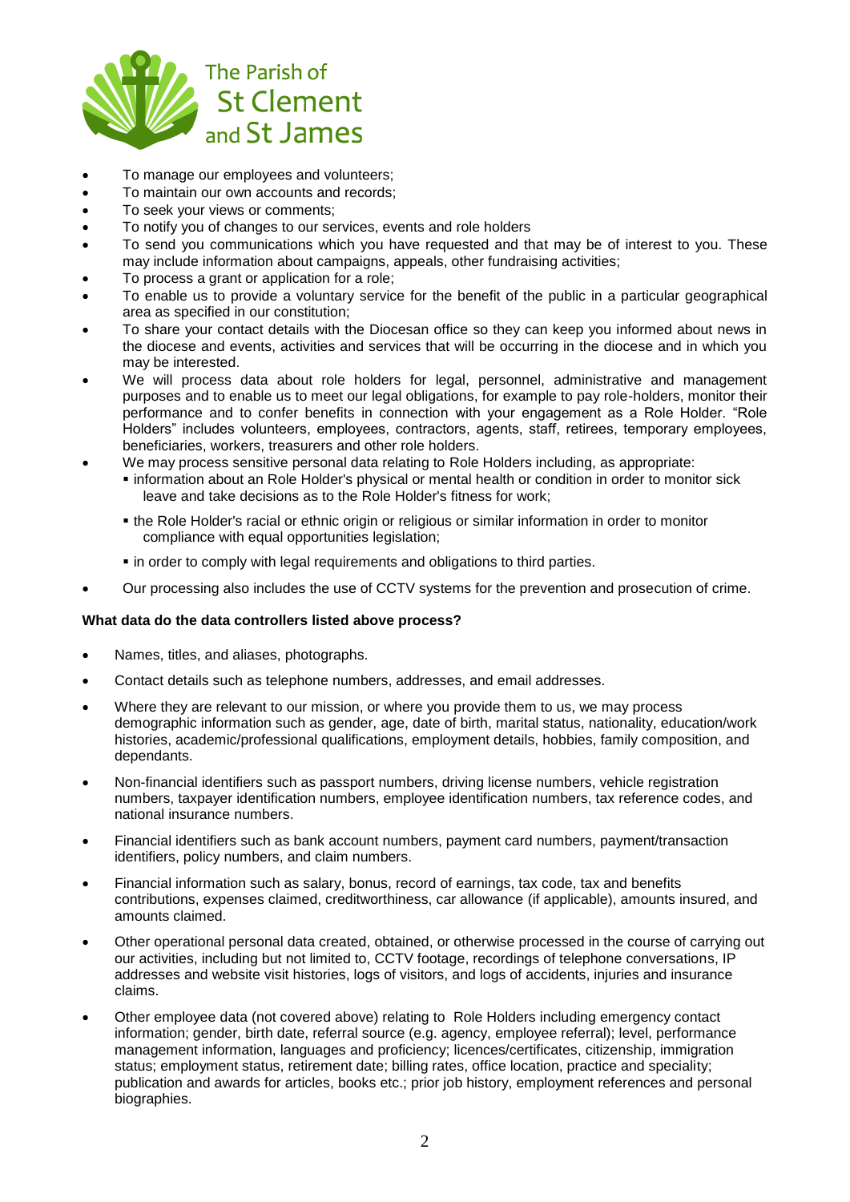- To manage our employees and volunteers;
- To maintain our own accounts and records;
- To seek your views or comments;
- To notify you of changes to our services, events and role holders
- To send you communications which you have requested and that may be of interest to you. These may include information about campaigns, appeals, other fundraising activities;
- To process a grant or application for a role;
- To enable us to provide a voluntary service for the benefit of the public in a particular geographical area as specified in our constitution;
- To share your contact details with the Diocesan office so they can keep you informed about news in the diocese and events, activities and services that will be occurring in the diocese and in which you may be interested.
- We will process data about role holders for legal, personnel, administrative and management purposes and to enable us to meet our legal obligations, for example to pay role-holders, monitor their performance and to confer benefits in connection with your engagement as a Role Holder. "Role Holders" includes volunteers, employees, contractors, agents, staff, retirees, temporary employees, beneficiaries, workers, treasurers and other role holders.
- We may process sensitive personal data relating to Role Holders including, as appropriate:
  - information about an Role Holder's physical or mental health or condition in order to monitor sick leave and take decisions as to the Role Holder's fitness for work;
  - the Role Holder's racial or ethnic origin or religious or similar information in order to monitor compliance with equal opportunities legislation;
  - in order to comply with legal requirements and obligations to third parties.
- Our processing also includes the use of CCTV systems for the prevention and prosecution of crime.

**What data do the data controllers listed above process?**

- Names, titles, and aliases, photographs.
- Contact details such as telephone numbers, addresses, and email addresses.
- Where they are relevant to our mission, or where you provide them to us, we may process demographic information such as gender, age, date of birth, marital status, nationality, education/work histories, academic/professional qualifications, employment details, hobbies, family composition, and dependants.
- Non-financial identifiers such as passport numbers, driving license numbers, vehicle registration numbers, taxpayer identification numbers, employee identification numbers, tax reference codes, and national insurance numbers.
- Financial identifiers such as bank account numbers, payment card numbers, payment/transaction identifiers, policy numbers, and claim numbers.
- Financial information such as salary, bonus, record of earnings, tax code, tax and benefits contributions, expenses claimed, creditworthiness, car allowance (if applicable), amounts insured, and amounts claimed.
- Other operational personal data created, obtained, or otherwise processed in the course of carrying out our activities, including but not limited to, CCTV footage, recordings of telephone conversations, IP addresses and website visit histories, logs of visitors, and logs of accidents, injuries and insurance claims.
- Other employee data (not covered above) relating to Role Holders including emergency contact information; gender, birth date, referral source (e.g. agency, employee referral); level, performance management information, languages and proficiency; licences/certificates, citizenship, immigration status; employment status, retirement date; billing rates, office location, practice and speciality; publication and awards for articles, books etc.; prior job history, employment references and personal biographies.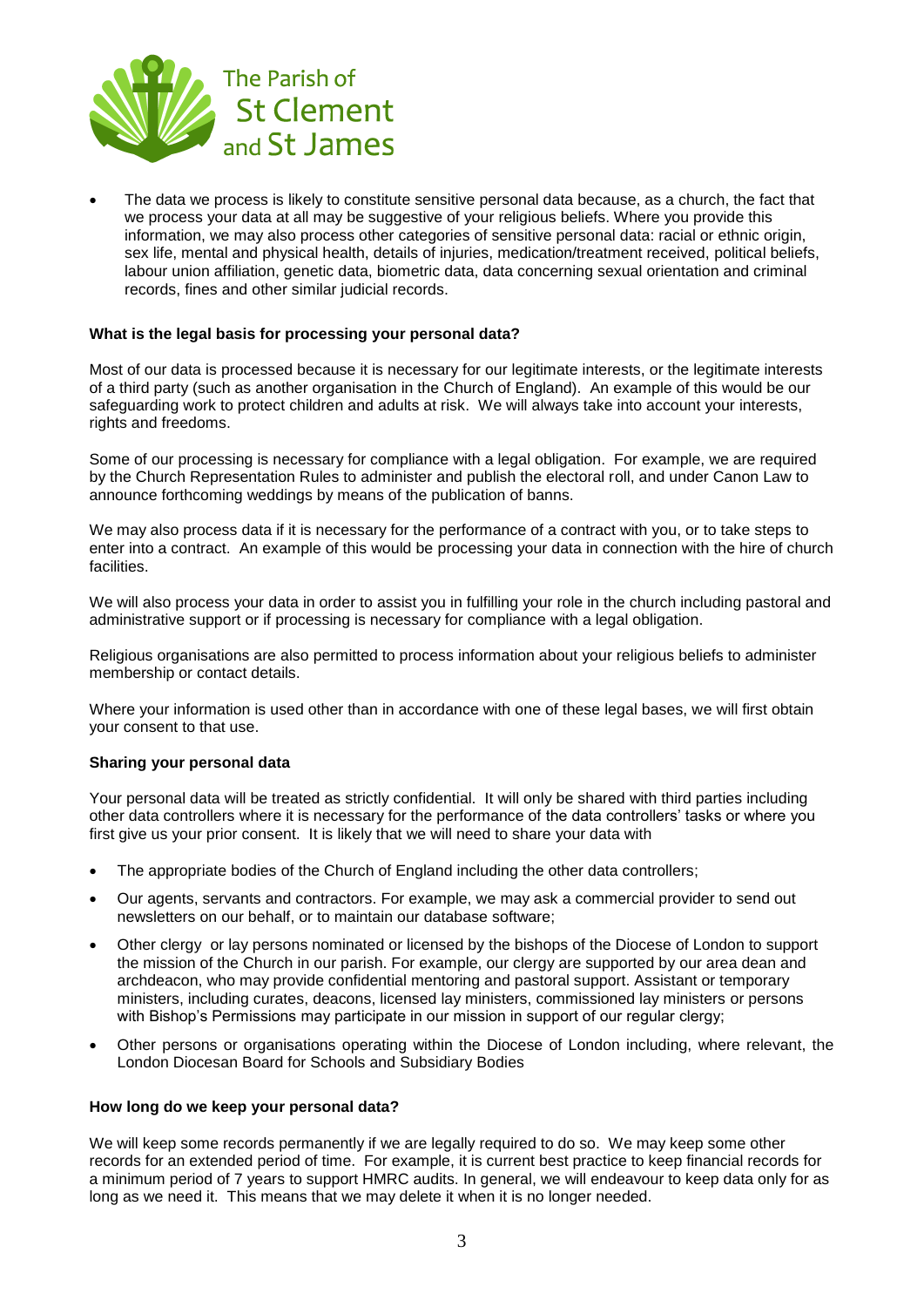- The data we process is likely to constitute sensitive personal data because, as a church, the fact that we process your data at all may be suggestive of your religious beliefs. Where you provide this information, we may also process other categories of sensitive personal data: racial or ethnic origin, sex life, mental and physical health, details of injuries, medication/treatment received, political beliefs, labour union affiliation, genetic data, biometric data, data concerning sexual orientation and criminal records, fines and other similar judicial records.

**What is the legal basis for processing your personal data?**

Most of our data is processed because it is necessary for our legitimate interests, or the legitimate interests of a third party (such as another organisation in the Church of England). An example of this would be our safeguarding work to protect children and adults at risk. We will always take into account your interests, rights and freedoms.

Some of our processing is necessary for compliance with a legal obligation. For example, we are required by the Church Representation Rules to administer and publish the electoral roll, and under Canon Law to announce forthcoming weddings by means of the publication of banns.

We may also process data if it is necessary for the performance of a contract with you, or to take steps to enter into a contract. An example of this would be processing your data in connection with the hire of church facilities.

We will also process your data in order to assist you in fulfilling your role in the church including pastoral and administrative support or if processing is necessary for compliance with a legal obligation.

Religious organisations are also permitted to process information about your religious beliefs to administer membership or contact details.

Where your information is used other than in accordance with one of these legal bases, we will first obtain your consent to that use.

**Sharing your personal data**

Your personal data will be treated as strictly confidential. It will only be shared with third parties including other data controllers where it is necessary for the performance of the data controllers' tasks or where you first give us your prior consent. It is likely that we will need to share your data with

- The appropriate bodies of the Church of England including the other data controllers;
- Our agents, servants and contractors. For example, we may ask a commercial provider to send out newsletters on our behalf, or to maintain our database software;
- Other clergy or lay persons nominated or licensed by the bishops of the Diocese of London to support the mission of the Church in our parish. For example, our clergy are supported by our area dean and archdeacon, who may provide confidential mentoring and pastoral support. Assistant or temporary ministers, including curates, deacons, licensed lay ministers, commissioned lay ministers or persons with Bishop's Permissions may participate in our mission in support of our regular clergy;
- Other persons or organisations operating within the Diocese of London including, where relevant, the London Diocesan Board for Schools and Subsidiary Bodies

**How long do we keep your personal data?**

We will keep some records permanently if we are legally required to do so. We may keep some other records for an extended period of time. For example, it is current best practice to keep financial records for a minimum period of 7 years to support HMRC audits. In general, we will endeavour to keep data only for as long as we need it. This means that we may delete it when it is no longer needed.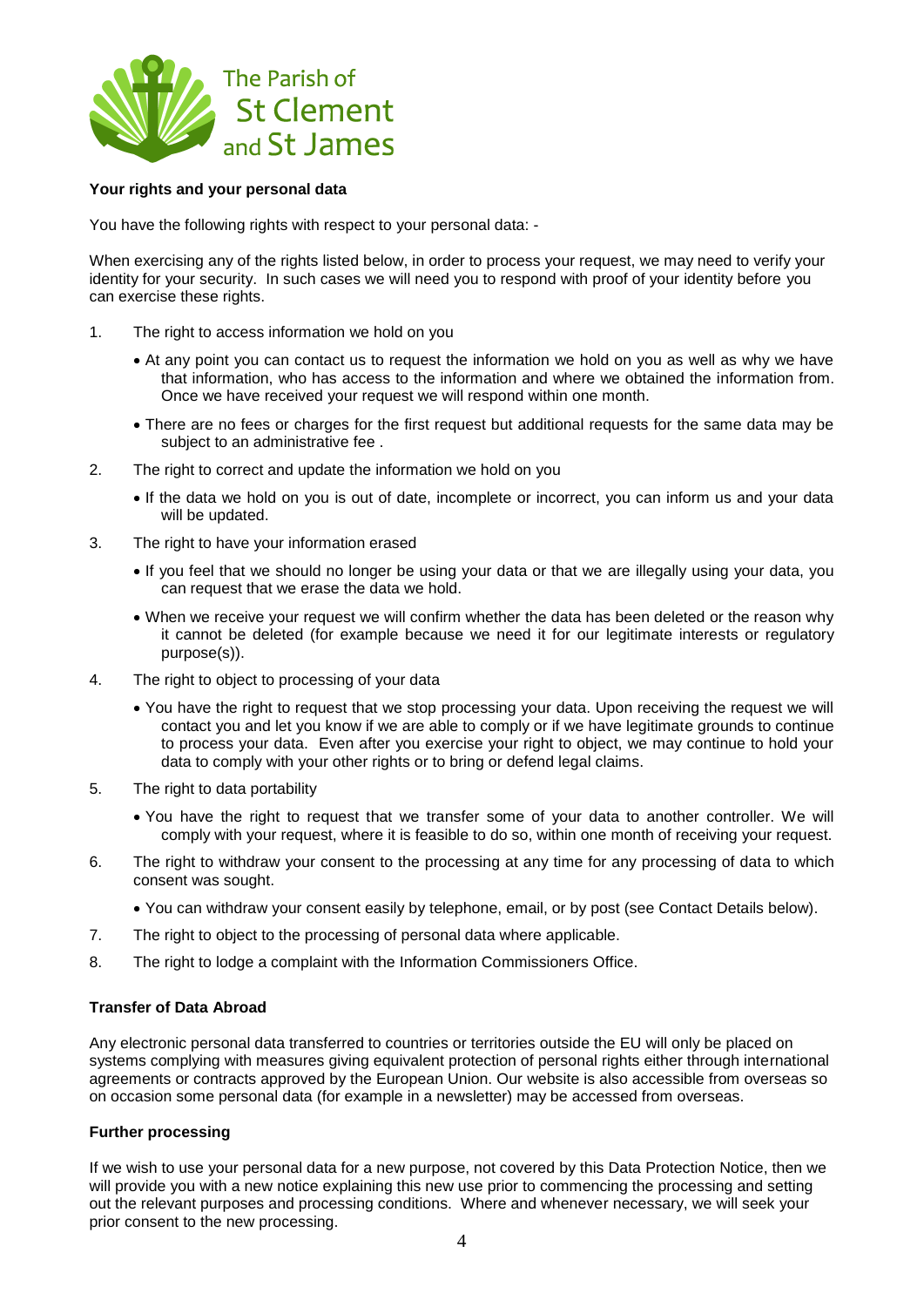The Parish of St Clement and St James

**Your rights and your personal data**

You have the following rights with respect to your personal data: -

When exercising any of the rights listed below, in order to process your request, we may need to verify your identity for your security. In such cases we will need you to respond with proof of your identity before you can exercise these rights.

1. The right to access information we hold on you
   - At any point you can contact us to request the information we hold on you as well as why we have that information, who has access to the information and where we obtained the information from. Once we have received your request we will respond within one month.
   - There are no fees or charges for the first request but additional requests for the same data may be subject to an administrative fee .
2. The right to correct and update the information we hold on you
   - If the data we hold on you is out of date, incomplete or incorrect, you can inform us and your data will be updated.
3. The right to have your information erased
   - If you feel that we should no longer be using your data or that we are illegally using your data, you can request that we erase the data we hold.
   - When we receive your request we will confirm whether the data has been deleted or the reason why it cannot be deleted (for example because we need it for our legitimate interests or regulatory purpose(s)).
4. The right to object to processing of your data
   - You have the right to request that we stop processing your data. Upon receiving the request we will contact you and let you know if we are able to comply or if we have legitimate grounds to continue to process your data. Even after you exercise your right to object, we may continue to hold your data to comply with your other rights or to bring or defend legal claims.
5. The right to data portability
   - You have the right to request that we transfer some of your data to another controller. We will comply with your request, where it is feasible to do so, within one month of receiving your request.
6. The right to withdraw your consent to the processing at any time for any processing of data to which consent was sought.
   - You can withdraw your consent easily by telephone, email, or by post (see Contact Details below).
7. The right to object to the processing of personal data where applicable.
8. The right to lodge a complaint with the Information Commissioners Office.

**Transfer of Data Abroad**

Any electronic personal data transferred to countries or territories outside the EU will only be placed on systems complying with measures giving equivalent protection of personal rights either through international agreements or contracts approved by the European Union. Our website is also accessible from overseas so on occasion some personal data (for example in a newsletter) may be accessed from overseas.

**Further processing**

If we wish to use your personal data for a new purpose, not covered by this Data Protection Notice, then we will provide you with a new notice explaining this new use prior to commencing the processing and setting out the relevant purposes and processing conditions. Where and whenever necessary, we will seek your prior consent to the new processing.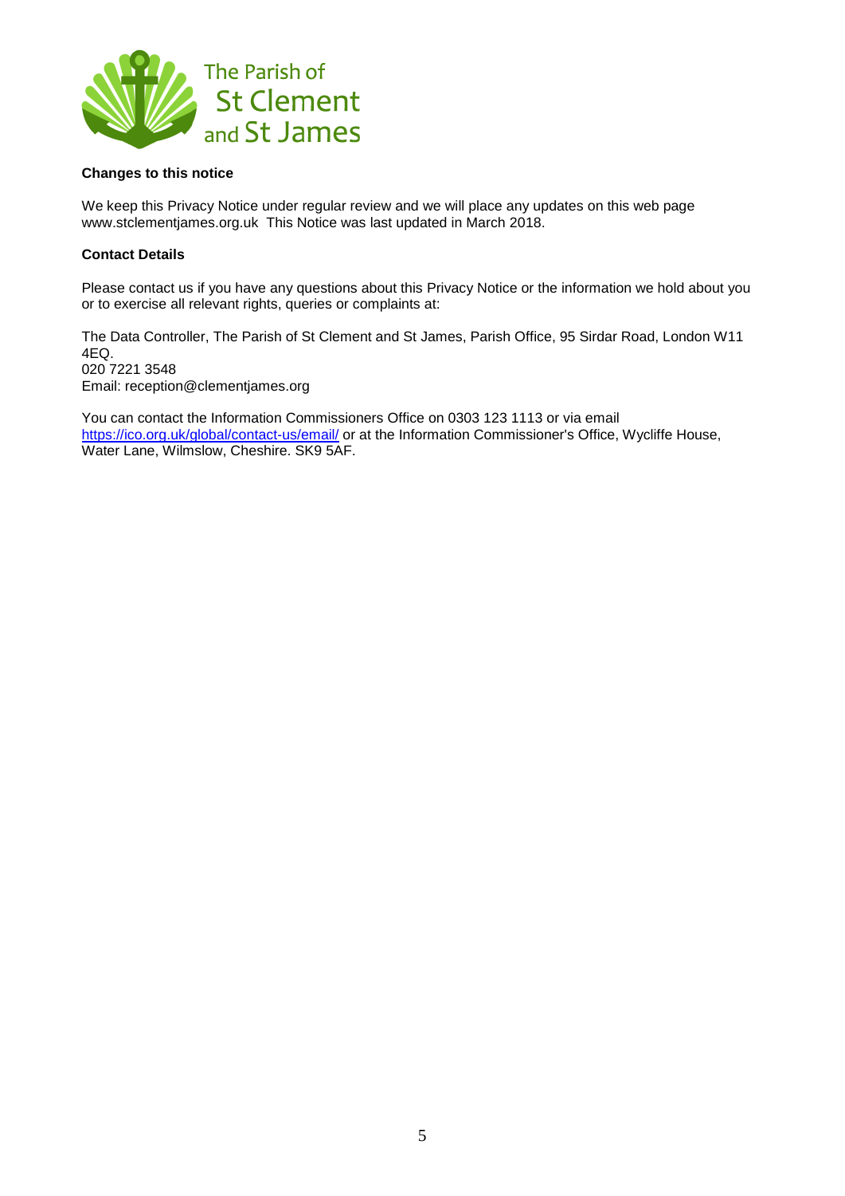The Parish of St Clement and St James

**Changes to this notice**

We keep this Privacy Notice under regular review and we will place any updates on this web page www.stclementjames.org.uk This Notice was last updated in March 2018.

**Contact Details**

Please contact us if you have any questions about this Privacy Notice or the information we hold about you or to exercise all relevant rights, queries or complaints at:

The Data Controller, The Parish of St Clement and St James, Parish Office, 95 Sirdar Road, London W11 4EQ.
020 7221 3548
Email: reception@clementjames.org

You can contact the Information Commissioners Office on 0303 123 1113 or via email https://ico.org.uk/global/contact-us/email/ or at the Information Commissioner's Office, Wycliffe House, Water Lane, Wilmslow, Cheshire. SK9 5AF.